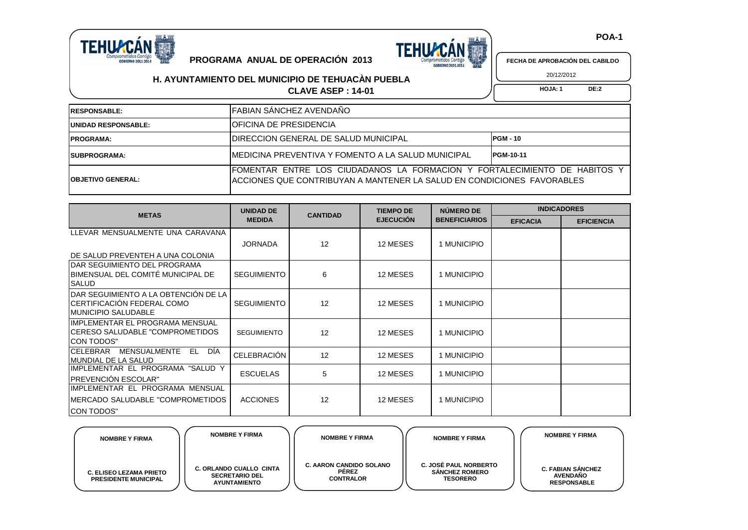POA-1

# PROGRAMA ANUAL DE OPERACIÓN 2013

## H. AYUNTAMIENTO DEL MUNICIPIO DE TEHUACÀN PUEBLA

**CLAVE ASEP : 14-01**

**FECHA DE APROBACIÓN DEL CABILDO**

20/12/2012

**HOJA: 1 DE:2**

| | | |
|---|---|---|
| **RESPONSABLE:** | FABIAN SÁNCHEZ AVENDAÑO | |
| **UNIDAD RESPONSABLE:** | OFICINA DE PRESIDENCIA | |
| **PROGRAMA:** | DIRECCION GENERAL DE SALUD MUNICIPAL | **PGM - 10** |
| **SUBPROGRAMA:** | MEDICINA PREVENTIVA Y FOMENTO A LA SALUD MUNICIPAL | **PGM-10-11** |
| **OBJETIVO GENERAL:** | FOMENTAR ENTRE LOS CIUDADANOS LA FORMACION Y FORTALECIMIENTO DE HABITOS Y ACCIONES QUE CONTRIBUYAN A MANTENER LA SALUD EN CONDICIONES FAVORABLES | |

| METAS | UNIDAD DE MEDIDA | CANTIDAD | TIEMPO DE EJECUCIÓN | NÚMERO DE BENEFICIARIOS | INDICADORES | |
|---|---|---|---|---|---|---|
| | | | | | EFICACIA | EFICIENCIA |
| LLEVAR MENSUALMENTE UNA CARAVANA DE SALUD PREVENTEH A UNA COLONIA | JORNADA | 12 | 12 MESES | 1 MUNICIPIO | | |
| DAR SEGUIMIENTO DEL PROGRAMA BIMENSUAL DEL COMITÉ MUNICIPAL DE SALUD | SEGUIMIENTO | 6 | 12 MESES | 1 MUNICIPIO | | |
| DAR SEGUIMIENTO A LA OBTENCIÓN DE LA CERTIFICACIÓN FEDERAL COMO MUNICIPIO SALUDABLE | SEGUIMIENTO | 12 | 12 MESES | 1 MUNICIPIO | | |
| IMPLEMENTAR EL PROGRAMA MENSUAL CERESO SALUDABLE "COMPROMETIDOS CON TODOS" | SEGUIMIENTO | 12 | 12 MESES | 1 MUNICIPIO | | |
| CELEBRAR MENSUALMENTE EL DÍA MUNDIAL DE LA SALUD | CELEBRACIÓN | 12 | 12 MESES | 1 MUNICIPIO | | |
| IMPLEMENTAR EL PROGRAMA "SALUD Y PREVENCIÓN ESCOLAR" | ESCUELAS | 5 | 12 MESES | 1 MUNICIPIO | | |
| IMPLEMENTAR EL PROGRAMA MENSUAL MERCADO SALUDABLE "COMPROMETIDOS CON TODOS" | ACCIONES | 12 | 12 MESES | 1 MUNICIPIO | | |

| NOMBRE Y FIRMA | NOMBRE Y FIRMA | NOMBRE Y FIRMA | NOMBRE Y FIRMA | NOMBRE Y FIRMA |
|---|---|---|---|---|
| C. ELISEO LEZAMA PRIETO<br>PRESIDENTE MUNICIPAL | C. ORLANDO CUALLO CINTA<br>SECRETARIO DEL AYUNTAMIENTO | C. AARON CANDIDO SOLANO PÉREZ<br>CONTRALOR | C. JOSÉ PAUL NORBERTO SÁNCHEZ ROMERO<br>TESORERO | C. FABIAN SÁNCHEZ AVENDAÑO<br>RESPONSABLE |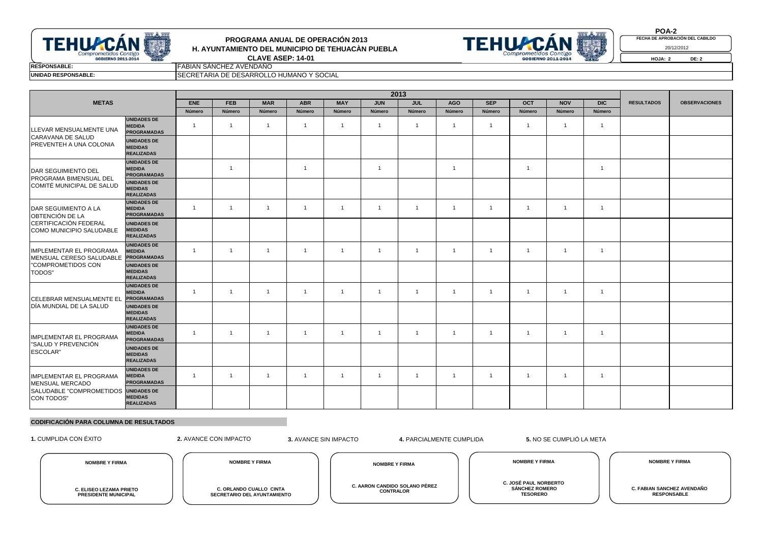# PROGRAMA ANUAL DE OPERACIÓN 2013
## H. AYUNTAMIENTO DEL MUNICIPIO DE TEHUACÀN PUEBLA
**CLAVE ASEP: 14-01**

**POA-2**

**FECHA DE APROBACIÓN DEL CABILDO:** 20/12/2012

**HOJA: 2 DE: 2**

**RESPONSABLE:** FABIAN SÁNCHEZ AVENDAÑO

**UNIDAD RESPONSABLE:** SECRETARIA DE DESARROLLO HUMANO Y SOCIAL

| METAS | | 2013 | | | | | | | | | | | | RESULTADOS | OBSERVACIONES |
|---|---|---|---|---|---|---|---|---|---|---|---|---|---|---|---|
| | | ENE | FEB | MAR | ABR | MAY | JUN | JUL | AGO | SEP | OCT | NOV | DIC | | |
| | | Número | Número | Número | Número | Número | Número | Número | Número | Número | Número | Número | Número | | |
| LLEVAR MENSUALMENTE UNA CARAVANA DE SALUD PREVENTEH A UNA COLONIA | UNIDADES DE MEDIDA PROGRAMADAS | 1 | 1 | 1 | 1 | 1 | 1 | 1 | 1 | 1 | 1 | 1 | 1 | | |
| | UNIDADES DE MEDIDAS REALIZADAS | | | | | | | | | | | | | | |
| DAR SEGUIMIENTO DEL PROGRAMA BIMENSUAL DEL COMITÉ MUNICIPAL DE SALUD | UNIDADES DE MEDIDA PROGRAMADAS | | 1 | | 1 | | 1 | | 1 | | 1 | | 1 | | |
| | UNIDADES DE MEDIDAS REALIZADAS | | | | | | | | | | | | | | |
| DAR SEGUIMIENTO A LA OBTENCIÓN DE LA CERTIFICACIÓN FEDERAL COMO MUNICIPIO SALUDABLE | UNIDADES DE MEDIDA PROGRAMADAS | 1 | 1 | 1 | 1 | 1 | 1 | 1 | 1 | 1 | 1 | 1 | 1 | | |
| | UNIDADES DE MEDIDAS REALIZADAS | | | | | | | | | | | | | | |
| IMPLEMENTAR EL PROGRAMA MENSUAL CERESO SALUDABLE "COMPROMETIDOS CON TODOS" | UNIDADES DE MEDIDA PROGRAMADAS | 1 | 1 | 1 | 1 | 1 | 1 | 1 | 1 | 1 | 1 | 1 | 1 | | |
| | UNIDADES DE MEDIDAS REALIZADAS | | | | | | | | | | | | | | |
| CELEBRAR MENSUALMENTE EL DÍA MUNDIAL DE LA SALUD | UNIDADES DE MEDIDA PROGRAMADAS | 1 | 1 | 1 | 1 | 1 | 1 | 1 | 1 | 1 | 1 | 1 | 1 | | |
| | UNIDADES DE MEDIDAS REALIZADAS | | | | | | | | | | | | | | |
| IMPLEMENTAR EL PROGRAMA "SALUD Y PREVENCIÓN ESCOLAR" | UNIDADES DE MEDIDA PROGRAMADAS | 1 | 1 | 1 | 1 | 1 | 1 | 1 | 1 | 1 | 1 | 1 | 1 | | |
| | UNIDADES DE MEDIDAS REALIZADAS | | | | | | | | | | | | | | |
| IMPLEMENTAR EL PROGRAMA MENSUAL MERCADO SALUDABLE "COMPROMETIDOS CON TODOS" | UNIDADES DE MEDIDA PROGRAMADAS | 1 | 1 | 1 | 1 | 1 | 1 | 1 | 1 | 1 | 1 | 1 | 1 | | |
| | UNIDADES DE MEDIDAS REALIZADAS | | | | | | | | | | | | | | |

**CODIFICACIÓN PARA COLUMNA DE RESULTADOS**

**1.** CUMPLIDA CON ÉXITO &nbsp;&nbsp; **2.** AVANCE CON IMPACTO &nbsp;&nbsp; **3.** AVANCE SIN IMPACTO &nbsp;&nbsp; **4.** PARCIALMENTE CUMPLIDA &nbsp;&nbsp; **5.** NO SE CUMPLIÓ LA META

| NOMBRE Y FIRMA | NOMBRE Y FIRMA | NOMBRE Y FIRMA | NOMBRE Y FIRMA | NOMBRE Y FIRMA |
|---|---|---|---|---|
| C. ELISEO LEZAMA PRIETO<br>PRESIDENTE MUNICIPAL | C. ORLANDO CUALLO CINTA<br>SECRETARIO DEL AYUNTAMIENTO | C. AARON CANDIDO SOLANO PÉREZ<br>CONTRALOR | C. JOSÉ PAUL NORBERTO SÁNCHEZ ROMERO<br>TESORERO | C. FABIAN SANCHEZ AVENDAÑO<br>RESPONSABLE |